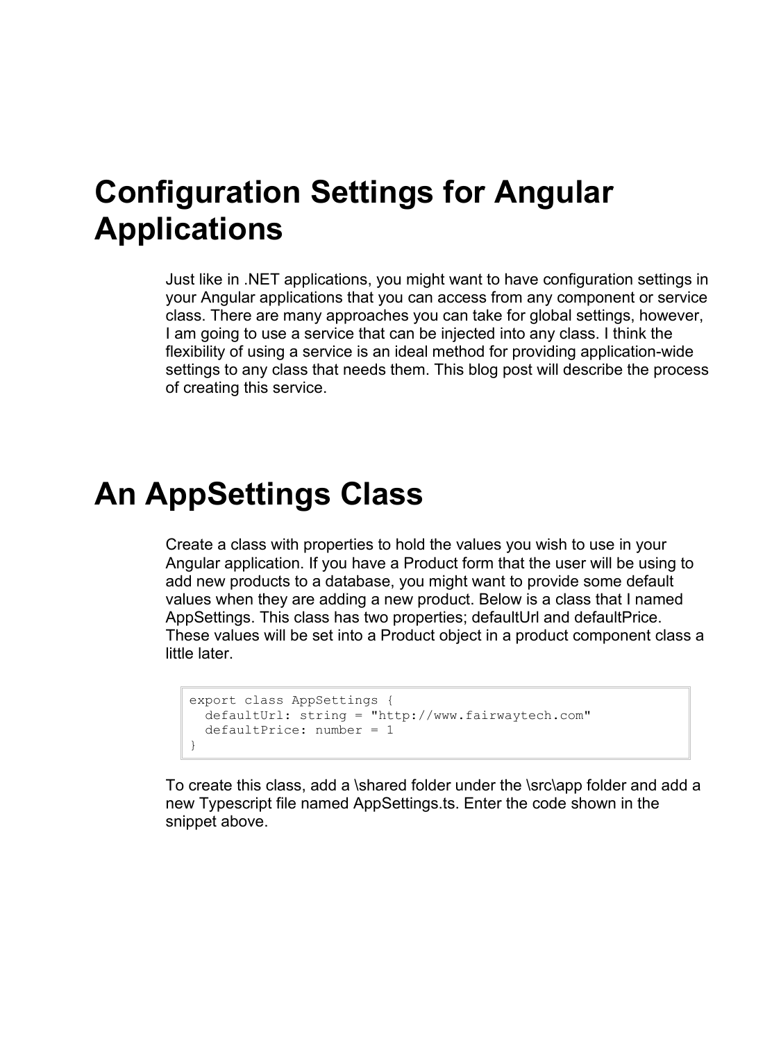# Configuration Settings for Angular Applications

Just like in .NET applications, you might want to have configuration settings in your Angular applications that you can access from any component or service class. There are many approaches you can take for global settings, however, I am going to use a service that can be injected into any class. I think the flexibility of using a service is an ideal method for providing application-wide settings to any class that needs them. This blog post will describe the process of creating this service.

# An AppSettings Class

Create a class with properties to hold the values you wish to use in your Angular application. If you have a Product form that the user will be using to add new products to a database, you might want to provide some default values when they are adding a new product. Below is a class that I named AppSettings. This class has two properties; defaultUrl and defaultPrice. These values will be set into a Product object in a product component class a little later.

```
export class AppSettings {
  defaultUrl: string = "http://www.fairwaytech.com"
  defaultPrice: number = 1
}
```

To create this class, add a \shared folder under the \src\app folder and add a new Typescript file named AppSettings.ts. Enter the code shown in the snippet above.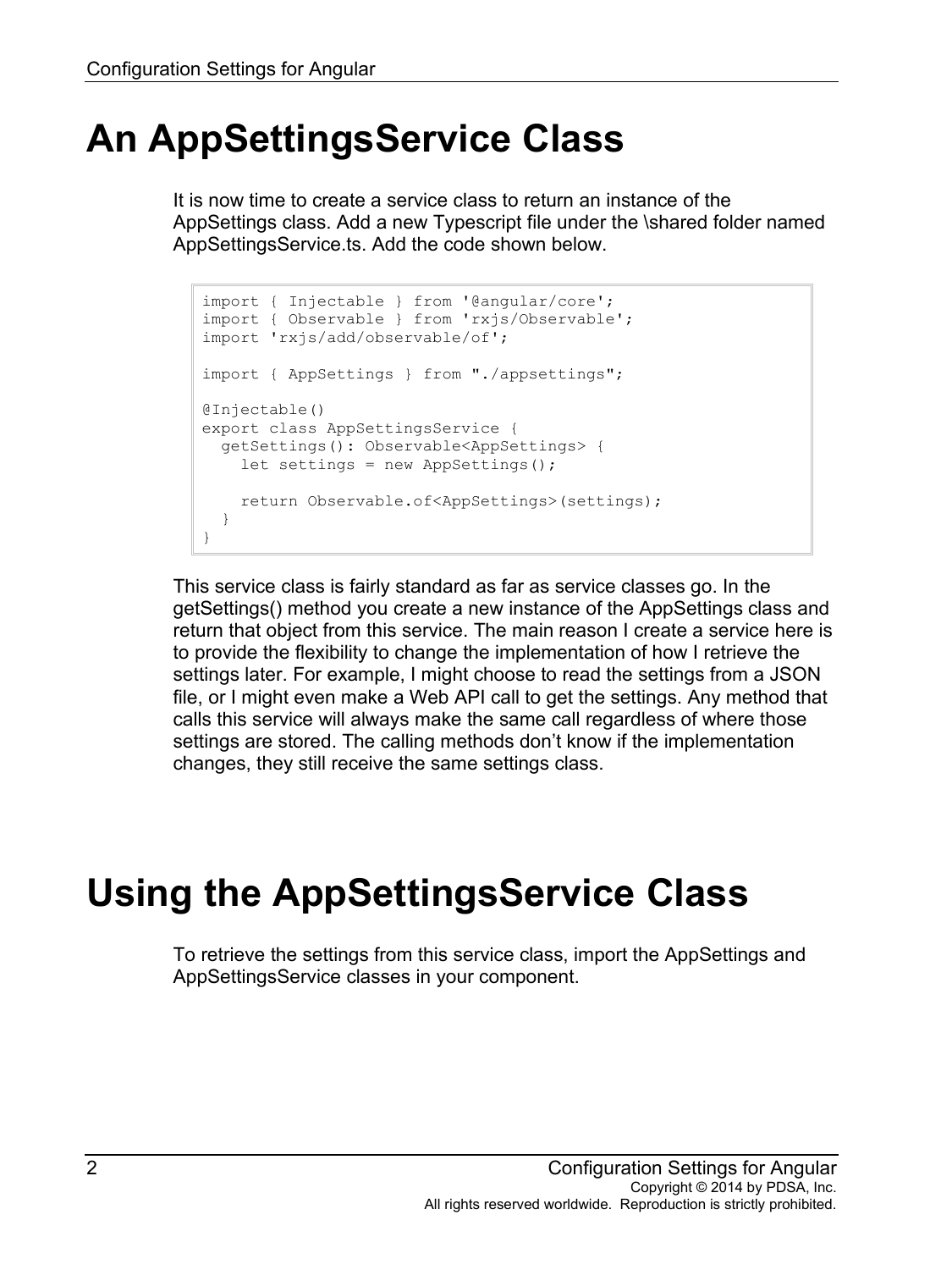# An AppSettingsService Class

It is now time to create a service class to return an instance of the AppSettings class. Add a new Typescript file under the \shared folder named AppSettingsService.ts. Add the code shown below.

```
import { Injectable } from '@angular/core';
import { Observable } from 'rxjs/Observable';
import 'rxjs/add/observable/of';

import { AppSettings } from "./appsettings";

@Injectable()
export class AppSettingsService {
  getSettings(): Observable<AppSettings> {
    let settings = new AppSettings();

    return Observable.of<AppSettings>(settings);
  }
}
```

This service class is fairly standard as far as service classes go. In the getSettings() method you create a new instance of the AppSettings class and return that object from this service. The main reason I create a service here is to provide the flexibility to change the implementation of how I retrieve the settings later. For example, I might choose to read the settings from a JSON file, or I might even make a Web API call to get the settings. Any method that calls this service will always make the same call regardless of where those settings are stored. The calling methods don't know if the implementation changes, they still receive the same settings class.

# Using the AppSettingsService Class

To retrieve the settings from this service class, import the AppSettings and AppSettingsService classes in your component.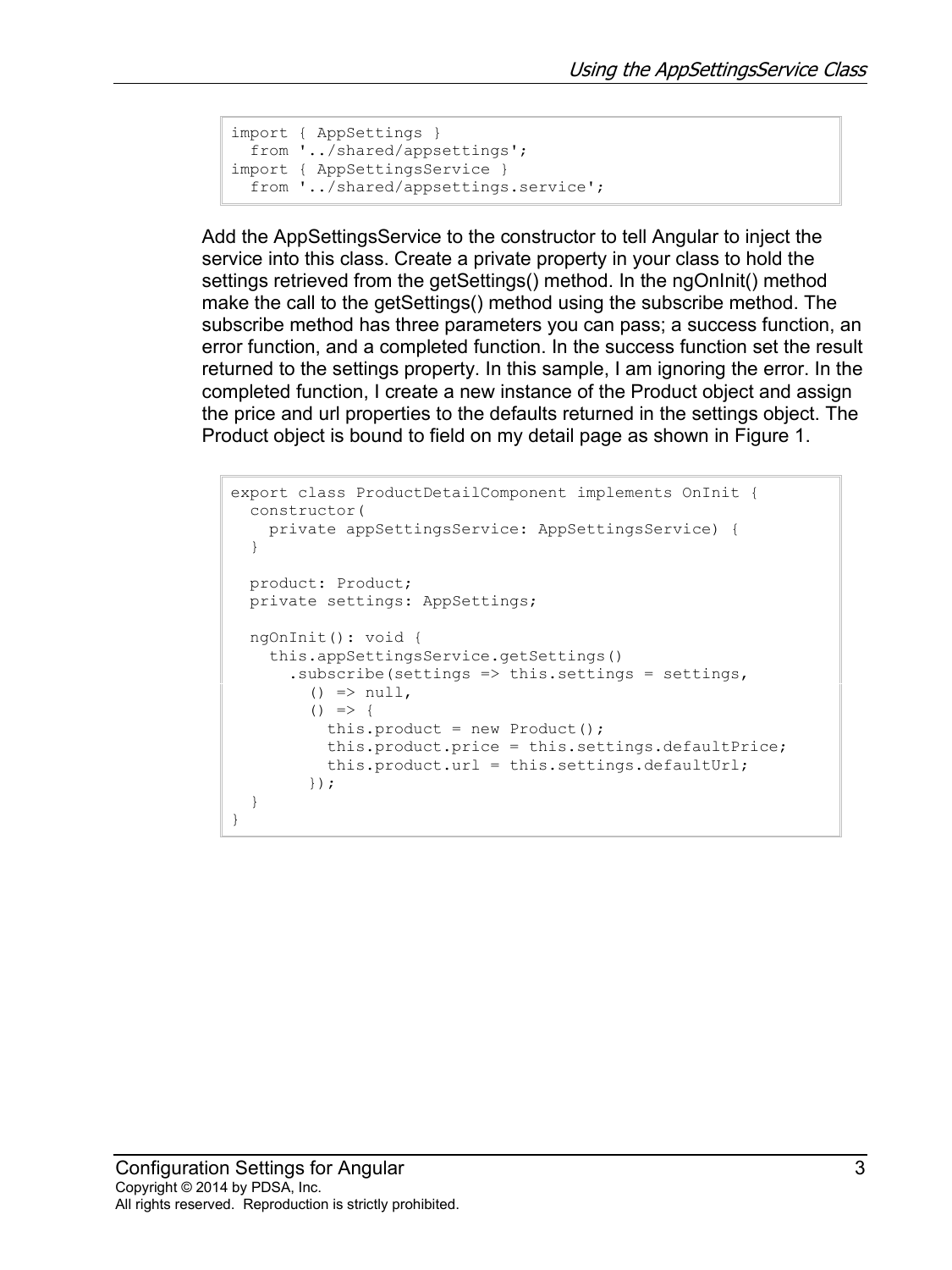```
import { AppSettings }
  from '../shared/appsettings';
import { AppSettingsService }
  from '../shared/appsettings.service';
```

Add the AppSettingsService to the constructor to tell Angular to inject the service into this class. Create a private property in your class to hold the settings retrieved from the getSettings() method. In the ngOnInit() method make the call to the getSettings() method using the subscribe method. The subscribe method has three parameters you can pass; a success function, an error function, and a completed function. In the success function set the result returned to the settings property. In this sample, I am ignoring the error. In the completed function, I create a new instance of the Product object and assign the price and url properties to the defaults returned in the settings object. The Product object is bound to field on my detail page as shown in Figure 1.

```
export class ProductDetailComponent implements OnInit {
  constructor(
    private appSettingsService: AppSettingsService) {
  }

  product: Product;
  private settings: AppSettings;

  ngOnInit(): void {
    this.appSettingsService.getSettings()
      .subscribe(settings => this.settings = settings,
        () => null,
        () => {
          this.product = new Product();
          this.product.price = this.settings.defaultPrice;
          this.product.url = this.settings.defaultUrl;
        });
  }
}
```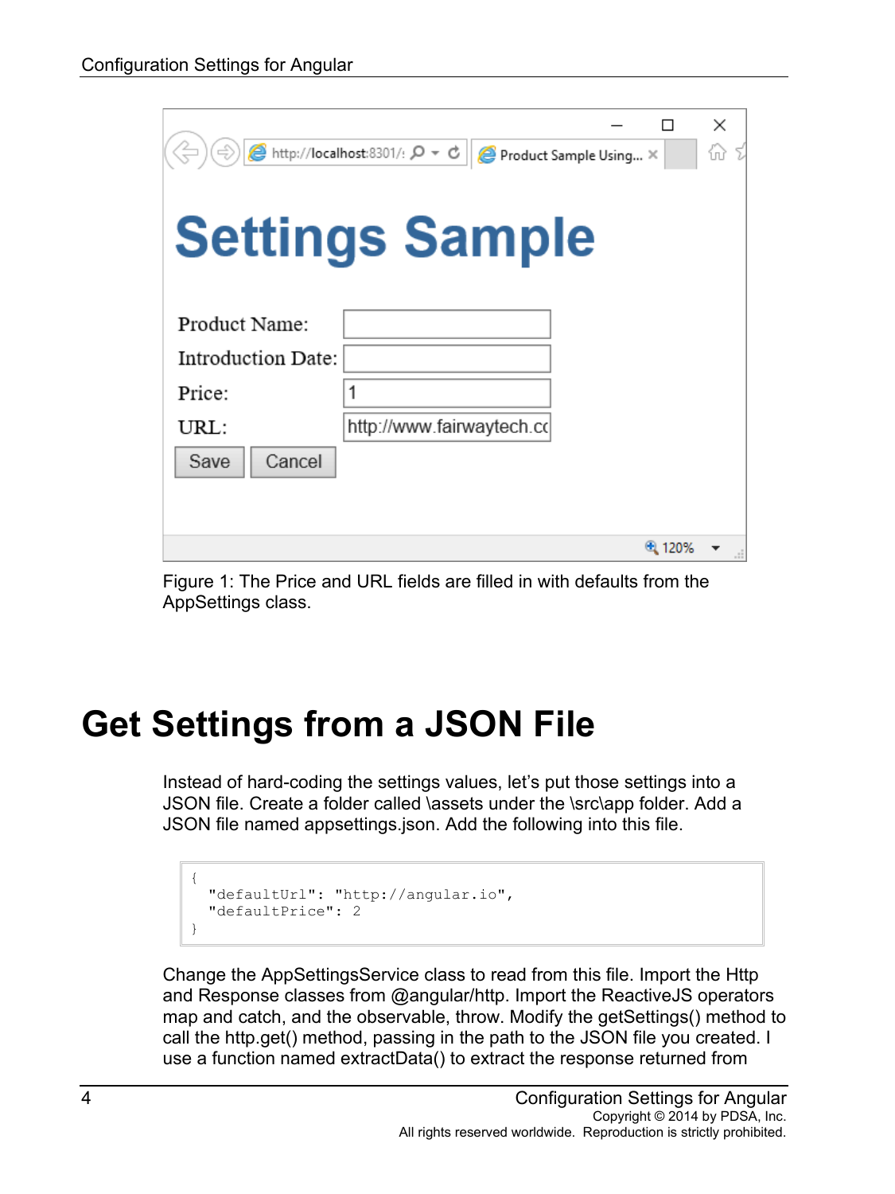Figure 1: The Price and URL fields are filled in with defaults from the AppSettings class.

# Get Settings from a JSON File

Instead of hard-coding the settings values, let's put those settings into a JSON file. Create a folder called \assets under the \src\app folder. Add a JSON file named appsettings.json. Add the following into this file.

```
{
  "defaultUrl": "http://angular.io",
  "defaultPrice": 2
}
```

Change the AppSettingsService class to read from this file. Import the Http and Response classes from @angular/http. Import the ReactiveJS operators map and catch, and the observable, throw. Modify the getSettings() method to call the http.get() method, passing in the path to the JSON file you created. I use a function named extractData() to extract the response returned from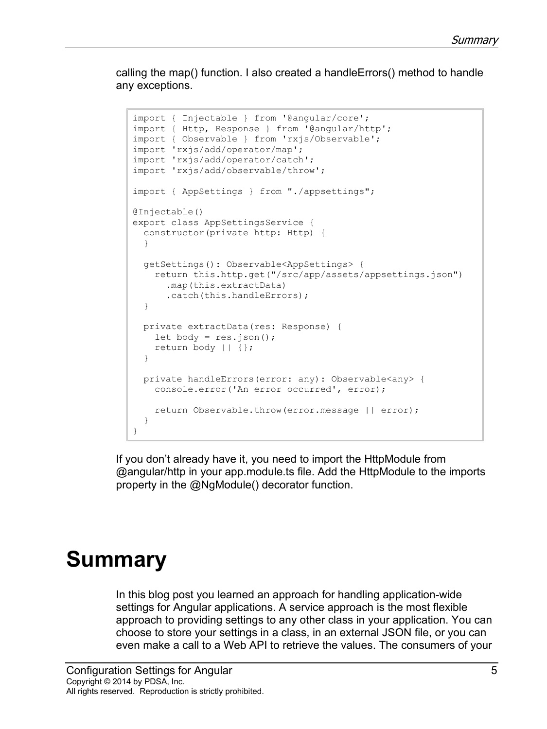calling the map() function. I also created a handleErrors() method to handle any exceptions.

```
import { Injectable } from '@angular/core';
import { Http, Response } from '@angular/http';
import { Observable } from 'rxjs/Observable';
import 'rxjs/add/operator/map';
import 'rxjs/add/operator/catch';
import 'rxjs/add/observable/throw';

import { AppSettings } from "./appsettings";

@Injectable()
export class AppSettingsService {
  constructor(private http: Http) {
  }

  getSettings(): Observable<AppSettings> {
    return this.http.get("/src/app/assets/appsettings.json")
      .map(this.extractData)
      .catch(this.handleErrors);
  }

  private extractData(res: Response) {
    let body = res.json();
    return body || {};
  }

  private handleErrors(error: any): Observable<any> {
    console.error('An error occurred', error);

    return Observable.throw(error.message || error);
  }
}
```

If you don't already have it, you need to import the HttpModule from @angular/http in your app.module.ts file. Add the HttpModule to the imports property in the @NgModule() decorator function.

# Summary

In this blog post you learned an approach for handling application-wide settings for Angular applications. A service approach is the most flexible approach to providing settings to any other class in your application. You can choose to store your settings in a class, in an external JSON file, or you can even make a call to a Web API to retrieve the values. The consumers of your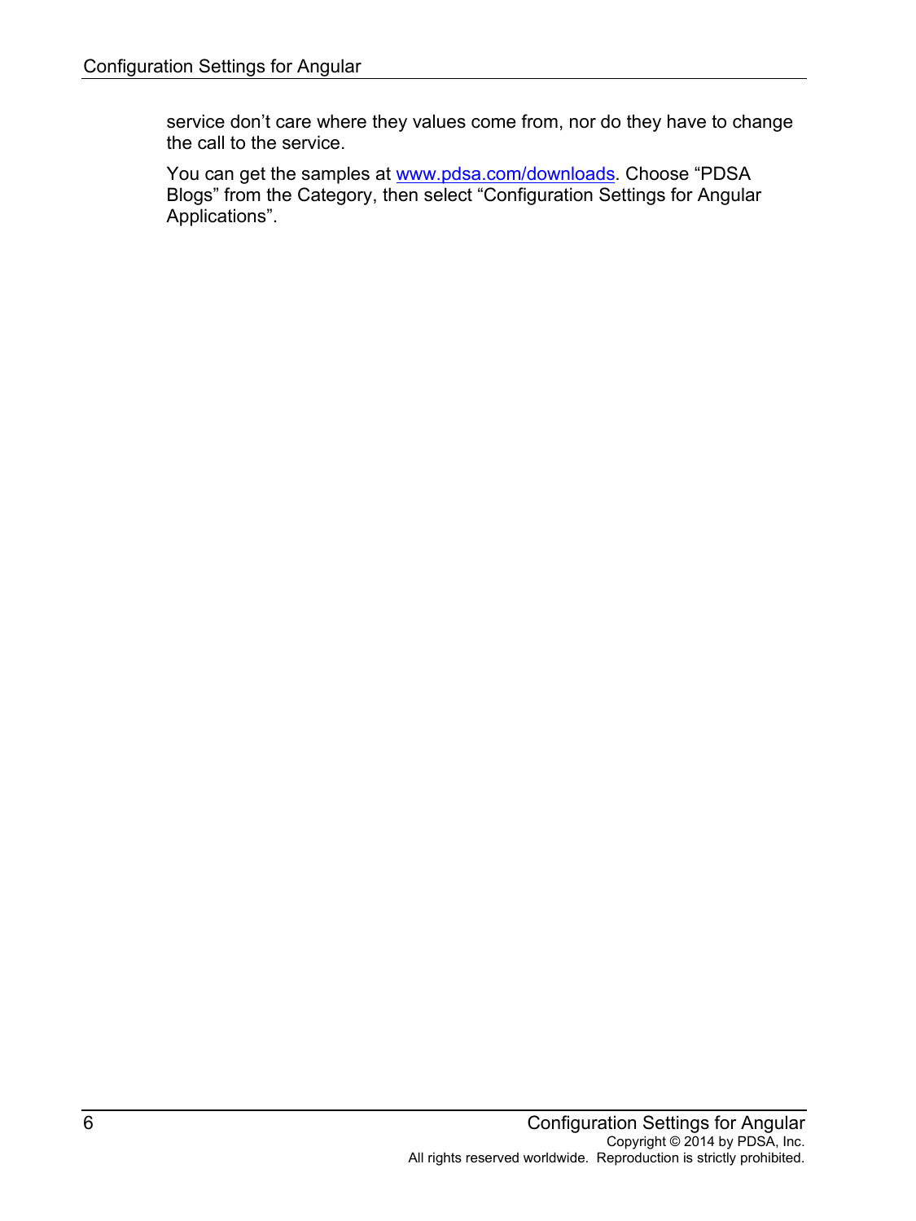service don't care where they values come from, nor do they have to change the call to the service.

You can get the samples at [www.pdsa.com/downloads](http://www.pdsa.com/downloads). Choose "PDSA Blogs" from the Category, then select "Configuration Settings for Angular Applications".